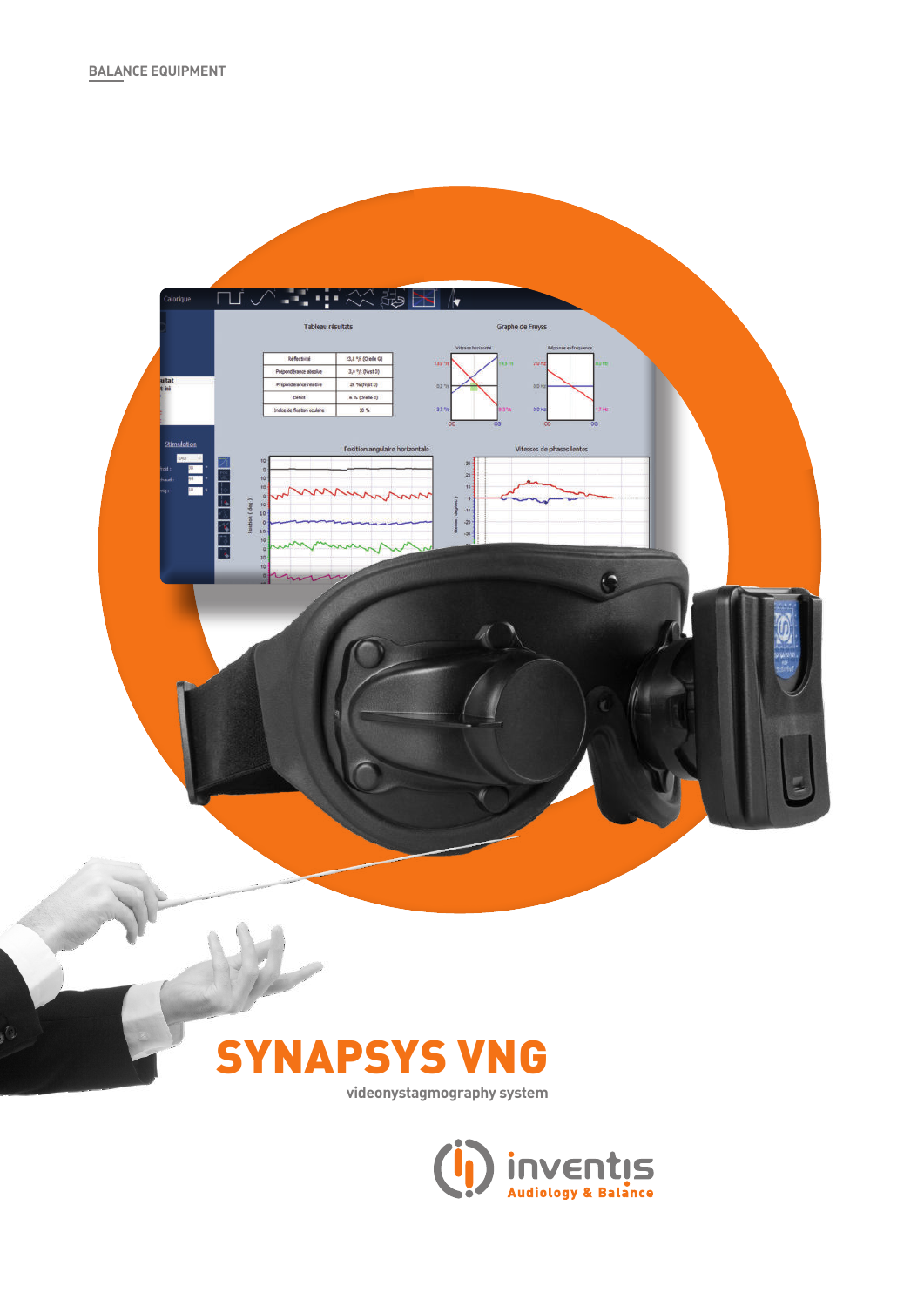BALANCE EQUIPMENT

# SYNAPSYS VNG

**videonystagmography system**

inventis
Audiology & Balance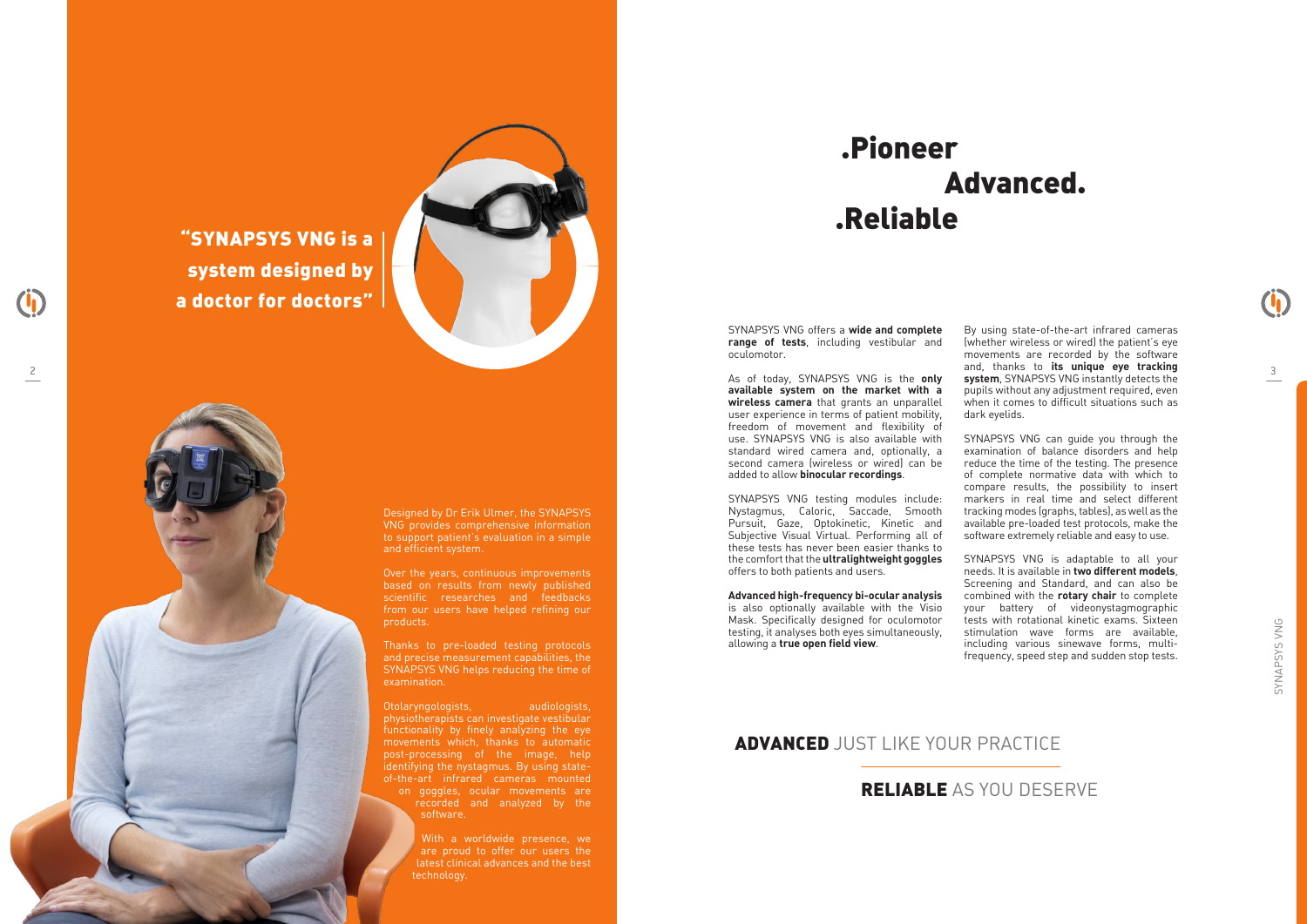"SYNAPSYS VNG is a system designed by a doctor for doctors"

Designed by Dr Erik Ulmer, the SYNAPSYS VNG provides comprehensive information to support patient's evaluation in a simple and efficient system.

Over the years, continuous improvements based on results from newly published scientific researches and feedbacks from our users have helped refining our products.

Thanks to pre-loaded testing protocols and precise measurement capabilities, the SYNAPSYS VNG helps reducing the time of examination.

Otolaryngologists, audiologists, physiotherapists can investigate vestibular functionality by finely analyzing the eye movements which, thanks to automatic post-processing of the image, help identifying the nystagmus. By using state-of-the-art infrared cameras mounted on goggles, ocular movements are recorded and analyzed by the software.

With a worldwide presence, we are proud to offer our users the latest clinical advances and the best technology.

# .Pioneer Advanced. .Reliable

SYNAPSYS VNG offers a **wide and complete range of tests**, including vestibular and oculomotor.

As of today, SYNAPSYS VNG is the **only available system on the market with a wireless camera** that grants an unparallel user experience in terms of patient mobility, freedom of movement and flexibility of use. SYNAPSYS VNG is also available with standard wired camera and, optionally, a second camera (wireless or wired) can be added to allow **binocular recordings**.

SYNAPSYS VNG testing modules include: Nystagmus, Caloric, Saccade, Smooth Pursuit, Gaze, Optokinetic, Kinetic and Subjective Visual Virtual. Performing all of these tests has never been easier thanks to the comfort that the **ultralightweight goggles** offers to both patients and users.

**Advanced high-frequency bi-ocular analysis** is also optionally available with the Visio Mask. Specifically designed for oculomotor testing, it analyses both eyes simultaneously, allowing a **true open field view**.

By using state-of-the-art infrared cameras (whether wireless or wired) the patient's eye movements are recorded by the software and, thanks to **its unique eye tracking system**, SYNAPSYS VNG instantly detects the pupils without any adjustment required, even when it comes to difficult situations such as dark eyelids.

SYNAPSYS VNG can guide you through the examination of balance disorders and help reduce the time of the testing. The presence of complete normative data with which to compare results, the possibility to insert markers in real time and select different tracking modes (graphs, tables), as well as the available pre-loaded test protocols, make the software extremely reliable and easy to use.

SYNAPSYS VNG is adaptable to all your needs. It is available in **two different models**, Screening and Standard, and can also be combined with the **rotary chair** to complete your battery of videonystagmographic tests with rotational kinetic exams. Sixteen stimulation wave forms are available, including various sinewave forms, multi-frequency, speed step and sudden stop tests.

**ADVANCED** JUST LIKE YOUR PRACTICE

**RELIABLE** AS YOU DESERVE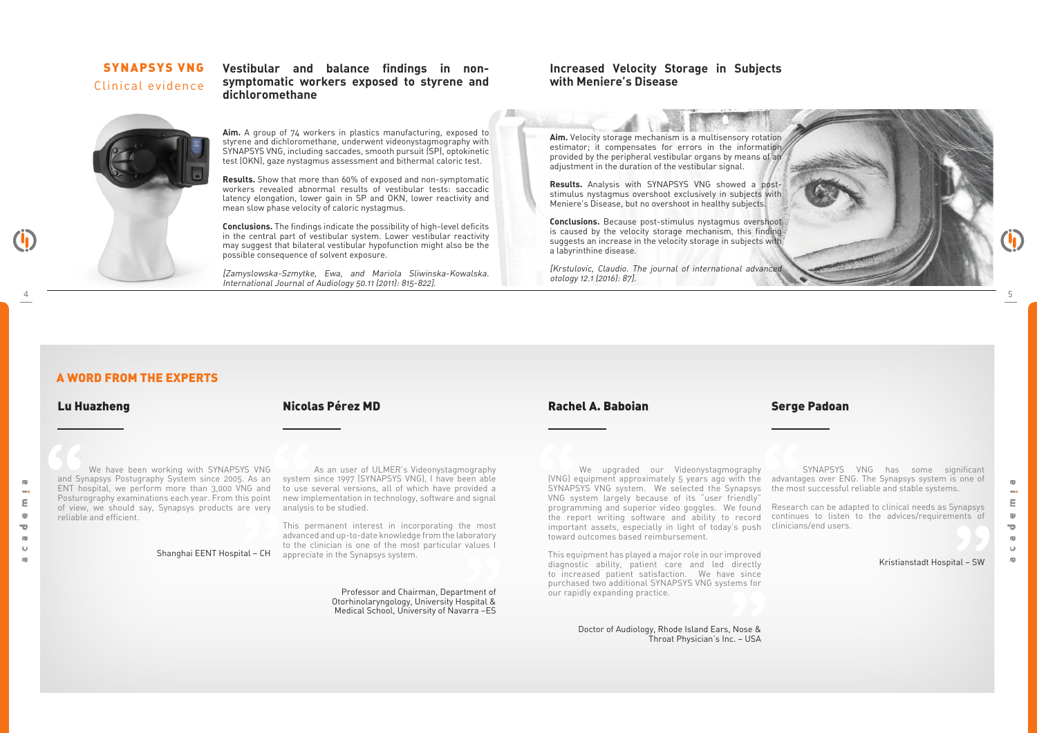# SYNAPSYS VNG

Clinical evidence

## Vestibular and balance findings in non-symptomatic workers exposed to styrene and dichloromethane

**Aim.** A group of 74 workers in plastics manufacturing, exposed to styrene and dichloromethane, underwent videonystagmography with SYNAPSYS VNG, including saccades, smooth pursuit (SP), optokinetic test (OKN), gaze nystagmus assessment and bithermal caloric test.

**Results.** Show that more than 60% of exposed and non-symptomatic workers revealed abnormal results of vestibular tests: saccadic latency elongation, lower gain in SP and OKN, lower reactivity and mean slow phase velocity of caloric nystagmus.

**Conclusions.** The findings indicate the possibility of high-level deficits in the central part of vestibular system. Lower vestibular reactivity may suggest that bilateral vestibular hypofunction might also be the possible consequence of solvent exposure.

*[Zamyslowska-Szmytke, Ewa, and Mariola Sliwinska-Kowalska. International Journal of Audiology 50.11 (2011): 815-822].*

## Increased Velocity Storage in Subjects with Meniere's Disease

**Aim.** Velocity storage mechanism is a multisensory rotation estimator; it compensates for errors in the information provided by the peripheral vestibular organs by means of an adjustment in the duration of the vestibular signal.

**Results.** Analysis with SYNAPSYS VNG showed a post-stimulus nystagmus overshoot exclusively in subjects with Meniere's Disease, but no overshoot in healthy subjects.

**Conclusions.** Because post-stimulus nystagmus overshoot is caused by the velocity storage mechanism, this finding suggests an increase in the velocity storage in subjects with a labyrinthine disease.

*[Krstulovic, Claudio. The journal of international advanced otology 12.1 (2016): 87].*

# A WORD FROM THE EXPERTS

### Lu Huazheng

We have been working with SYNAPSYS VNG and Synapsys Postugraphy System since 2005. As an ENT hospital, we perform more than 3,000 VNG and Posturography examinations each year. From this point of view, we should say, Synapsys products are very reliable and efficient.

Shanghai EENT Hospital – CH

### Nicolas Pérez MD

As an user of ULMER's Videonystagmography system since 1997 (SYNAPSYS VNG), I have been able to use several versions, all of which have provided a new implementation in technology, software and signal analysis to be studied.

This permanent interest in incorporating the most advanced and up-to-date knowledge from the laboratory to the clinician is one of the most particular values I appreciate in the Synapsys system.

Professor and Chairman, Department of Otorhinolaryngology, University Hospital & Medical School, University of Navarra –ES

### Rachel A. Baboian

We upgraded our Videonystagmography (VNG) equipment approximately 5 years ago with the SYNAPSYS VNG system. We selected the Synapsys VNG system largely because of its "user friendly" programming and superior video goggles. We found the report writing software and ability to record important assets, especially in light of today's push toward outcomes based reimbursement.

This equipment has played a major role in our improved diagnostic ability, patient care and led directly to increased patient satisfaction. We have since purchased two additional SYNAPSYS VNG systems for our rapidly expanding practice.

Doctor of Audiology, Rhode Island Ears, Nose & Throat Physician's Inc. – USA

### Serge Padoan

SYNAPSYS VNG has some significant advantages over ENG. The Synapsys system is one of the most successful reliable and stable systems.

Research can be adapted to clinical needs as Synapsys continues to listen to the advices/requirements of clinicians/end users.

Kristianstadt Hospital – SW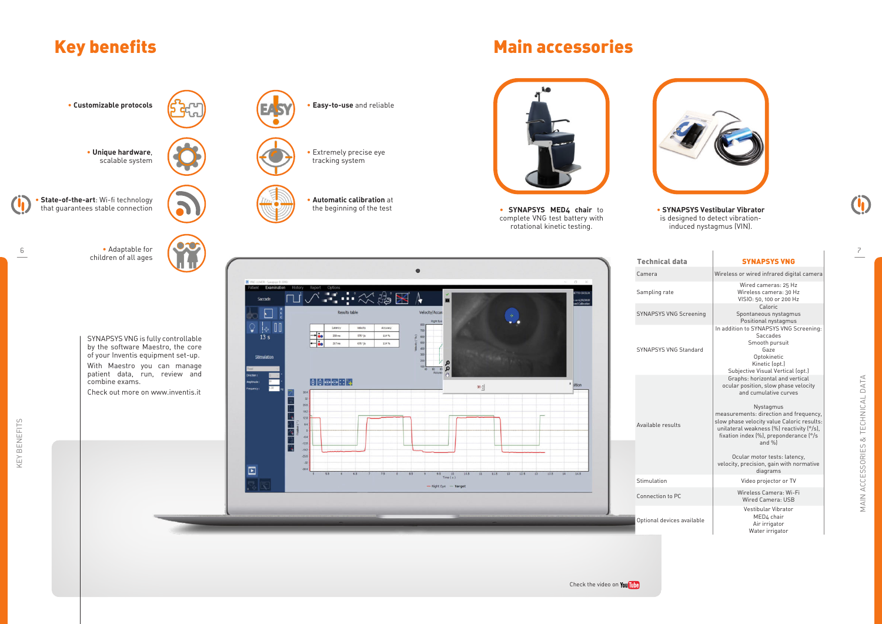# Key benefits

- **Customizable protocols**
- **Unique hardware**, scalable system
- **State-of-the-art**: Wi-fi technology that guarantees stable connection
- Adaptable for children of all ages
- **Easy-to-use** and reliable
- Extremely precise eye tracking system
- **Automatic calibration** at the beginning of the test

SYNAPSYS VNG is fully controllable by the software Maestro, the core of your Inventis equipment set-up.

With Maestro you can manage patient data, run, review and combine exams.

Check out more on www.inventis.it

# Main accessories

- **SYNAPSYS MED4 chair** to complete VNG test battery with rotational kinetic testing.
- **SYNAPSYS Vestibular Vibrator** is designed to detect vibration-induced nystagmus (VIN).

| Technical data | SYNAPSYS VNG |
|---|---|
| Camera | Wireless or wired infrared digital camera |
| Sampling rate | Wired cameras: 25 Hz<br>Wireless camera: 30 Hz<br>VISIO: 50, 100 or 200 Hz |
| SYNAPSYS VNG Screening | Caloric<br>Spontaneous nystagmus<br>Positional nystagmus |
| SYNAPSYS VNG Standard | In addition to SYNAPSYS VNG Screening:<br>Saccades<br>Smooth pursuit<br>Gaze<br>Optokinetic<br>Kinetic (opt.)<br>Subjective Visual Vertical (opt.) |
| Available results | Graphs: horizontal and vertical ocular position, slow phase velocity and cumulative curves<br><br>Nystagmus measurements: direction and frequency, slow phase velocity value Caloric results: unilateral weakness (%) reactivity (°/s), fixation index (%), preponderance (°/s and %)<br><br>Ocular motor tests: latency, velocity, precision, gain with normative diagrams |
| Stimulation | Video projector or TV |
| Connection to PC | Wireless Camera: Wi-Fi<br>Wired Camera: USB |
| Optional devices available | Vestibular Vibrator<br>MED4 chair<br>Air irrigator<br>Water irrigator |

Check the video on YouTube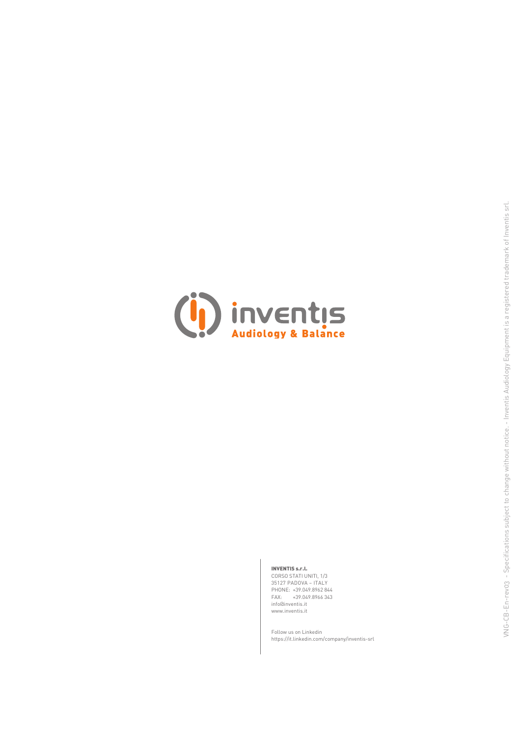inventis
Audiology & Balance

**INVENTIS s.r.l.**
CORSO STATI UNITI, 1/3
35127 PADOVA – ITALY
PHONE: +39.049.8962 844
FAX: +39.049.8966 343
info@inventis.it
www.inventis.it

Follow us on Linkedin
https://it.linkedin.com/company/inventis-srl

VNG-CB-En-rev03 - Specifications subject to change without notice. - Inventis Audiology Equipment is a registered trademark of Inventis srl.